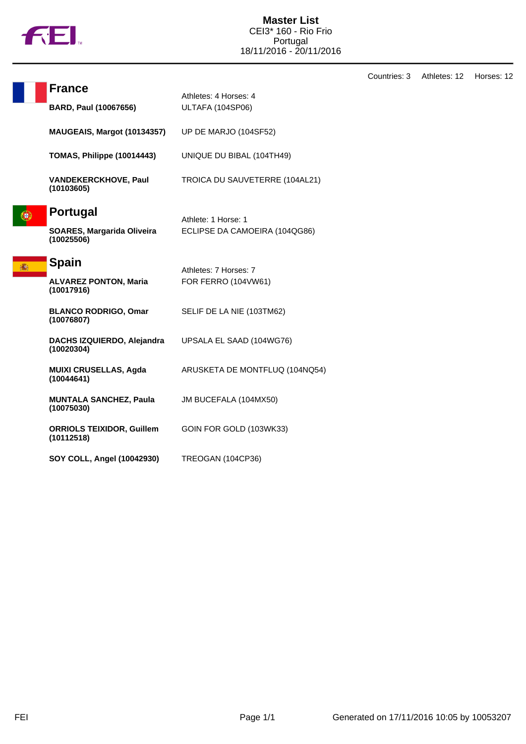# Master List

CEI3* 160 - Rio Frio
Portugal
18/11/2016 - 20/11/2016

Countries: 3 Athletes: 12 Horses: 12

## France

Athletes: 4 Horses: 4

| Athlete | Horse |
|---|---|
| **BARD, Paul (10067656)** | ULTAFA (104SP06) |
| **MAUGEAIS, Margot (10134357)** | UP DE MARJO (104SF52) |
| **TOMAS, Philippe (10014443)** | UNIQUE DU BIBAL (104TH49) |
| **VANDEKERCKHOVE, Paul (10103605)** | TROICA DU SAUVETERRE (104AL21) |

## Portugal

Athlete: 1 Horse: 1

| Athlete | Horse |
|---|---|
| **SOARES, Margarida Oliveira (10025506)** | ECLIPSE DA CAMOEIRA (104QG86) |

## Spain

Athletes: 7 Horses: 7

| Athlete | Horse |
|---|---|
| **ALVAREZ PONTON, Maria (10017916)** | FOR FERRO (104VW61) |
| **BLANCO RODRIGO, Omar (10076807)** | SELIF DE LA NIE (103TM62) |
| **DACHS IZQUIERDO, Alejandra (10020304)** | UPSALA EL SAAD (104WG76) |
| **MUIXI CRUSELLAS, Agda (10044641)** | ARUSKETA DE MONTFLUQ (104NQ54) |
| **MUNTALA SANCHEZ, Paula (10075030)** | JM BUCEFALA (104MX50) |
| **ORRIOLS TEIXIDOR, Guillem (10112518)** | GOIN FOR GOLD (103WK33) |
| **SOY COLL, Angel (10042930)** | TREOGAN (104CP36) |

Generated on 17/11/2016 10:05 by 10053207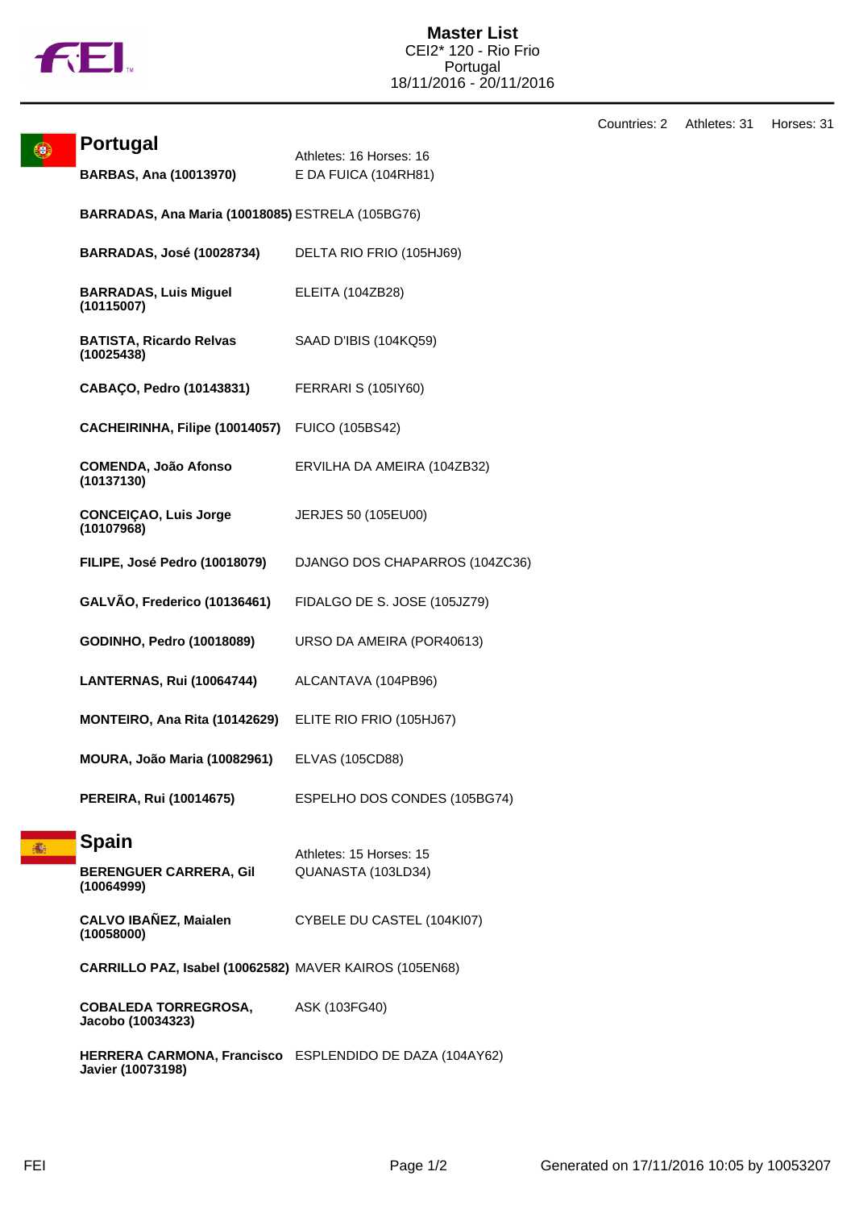# Master List

CEI2* 120 - Rio Frio
Portugal
18/11/2016 - 20/11/2016

Countries: 2 Athletes: 31 Horses: 31

## Portugal

Athletes: 16 Horses: 16

| Athlete | Horse |
|---|---|
| **BARBAS, Ana (10013970)** | E DA FUICA (104RH81) |
| **BARRADAS, Ana Maria (10018085)** | ESTRELA (105BG76) |
| **BARRADAS, José (10028734)** | DELTA RIO FRIO (105HJ69) |
| **BARRADAS, Luis Miguel (10115007)** | ELEITA (104ZB28) |
| **BATISTA, Ricardo Relvas (10025438)** | SAAD D'IBIS (104KQ59) |
| **CABAÇO, Pedro (10143831)** | FERRARI S (105IY60) |
| **CACHEIRINHA, Filipe (10014057)** | FUICO (105BS42) |
| **COMENDA, João Afonso (10137130)** | ERVILHA DA AMEIRA (104ZB32) |
| **CONCEIÇAO, Luis Jorge (10107968)** | JERJES 50 (105EU00) |
| **FILIPE, José Pedro (10018079)** | DJANGO DOS CHAPARROS (104ZC36) |
| **GALVÃO, Frederico (10136461)** | FIDALGO DE S. JOSE (105JZ79) |
| **GODINHO, Pedro (10018089)** | URSO DA AMEIRA (POR40613) |
| **LANTERNAS, Rui (10064744)** | ALCANTAVA (104PB96) |
| **MONTEIRO, Ana Rita (10142629)** | ELITE RIO FRIO (105HJ67) |
| **MOURA, João Maria (10082961)** | ELVAS (105CD88) |
| **PEREIRA, Rui (10014675)** | ESPELHO DOS CONDES (105BG74) |

## Spain

Athletes: 15 Horses: 15

| Athlete | Horse |
|---|---|
| **BERENGUER CARRERA, Gil (10064999)** | QUANASTA (103LD34) |
| **CALVO IBAÑEZ, Maialen (10058000)** | CYBELE DU CASTEL (104KI07) |
| **CARRILLO PAZ, Isabel (10062582)** | MAVER KAIROS (105EN68) |
| **COBALEDA TORREGROSA, Jacobo (10034323)** | ASK (103FG40) |
| **HERRERA CARMONA, Francisco Javier (10073198)** | ESPLENDIDO DE DAZA (104AY62) |

FEI

Generated on 17/11/2016 10:05 by 10053207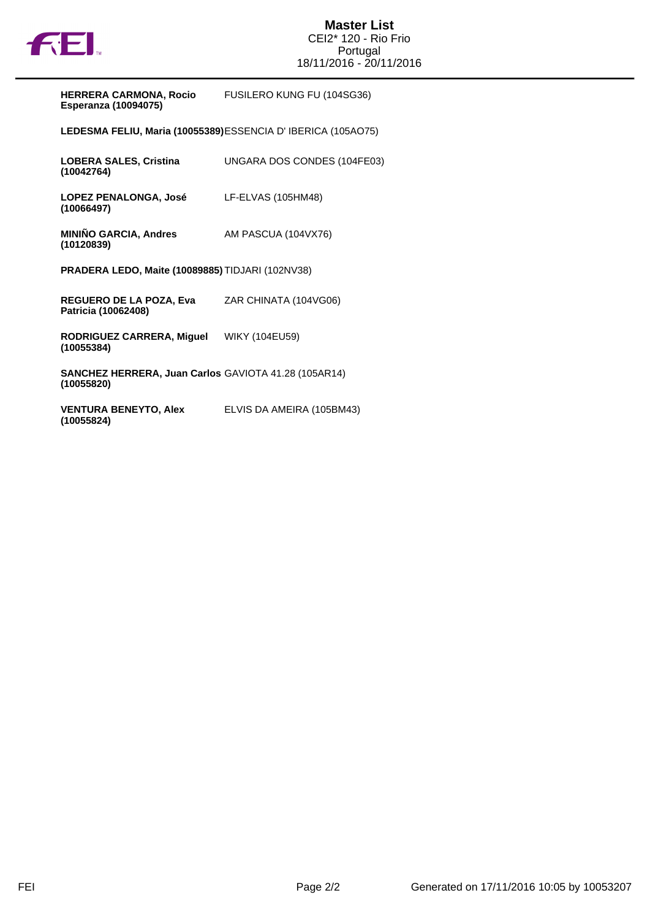# Master List

CEI2* 120 - Rio Frio
Portugal
18/11/2016 - 20/11/2016

| Rider | Horse |
| --- | --- |
| **HERRERA CARMONA, Rocio Esperanza (10094075)** | FUSILERO KUNG FU (104SG36) |
| **LEDESMA FELIU, Maria (10055389)** | ESSENCIA D' IBERICA (105AO75) |
| **LOBERA SALES, Cristina (10042764)** | UNGARA DOS CONDES (104FE03) |
| **LOPEZ PENALONGA, José (10066497)** | LF-ELVAS (105HM48) |
| **MINIÑO GARCIA, Andres (10120839)** | AM PASCUA (104VX76) |
| **PRADERA LEDO, Maite (10089885)** | TIDJARI (102NV38) |
| **REGUERO DE LA POZA, Eva Patricia (10062408)** | ZAR CHINATA (104VG06) |
| **RODRIGUEZ CARRERA, Miguel (10055384)** | WIKY (104EU59) |
| **SANCHEZ HERRERA, Juan Carlos (10055820)** | GAVIOTA 41.28 (105AR14) |
| **VENTURA BENEYTO, Alex (10055824)** | ELVIS DA AMEIRA (105BM43) |

Generated on 17/11/2016 10:05 by 10053207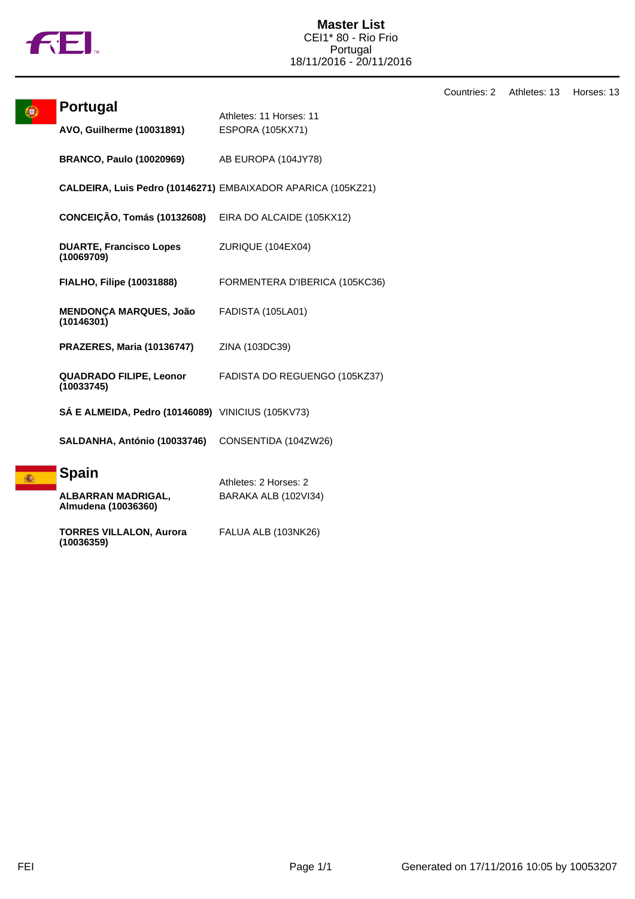# Master List

CEI1* 80 - Rio Frio
Portugal
18/11/2016 - 20/11/2016

Countries: 2 Athletes: 13 Horses: 13

## Portugal

Athletes: 11 Horses: 11

| | |
|---|---|
| **AVO, Guilherme (10031891)** | ESPORA (105KX71) |
| **BRANCO, Paulo (10020969)** | AB EUROPA (104JY78) |
| **CALDEIRA, Luis Pedro (10146271)** | EMBAIXADOR APARICA (105KZ21) |
| **CONCEIÇÃO, Tomás (10132608)** | EIRA DO ALCAIDE (105KX12) |
| **DUARTE, Francisco Lopes (10069709)** | ZURIQUE (104EX04) |
| **FIALHO, Filipe (10031888)** | FORMENTERA D'IBERICA (105KC36) |
| **MENDONÇA MARQUES, João (10146301)** | FADISTA (105LA01) |
| **PRAZERES, Maria (10136747)** | ZINA (103DC39) |
| **QUADRADO FILIPE, Leonor (10033745)** | FADISTA DO REGUENGO (105KZ37) |
| **SÁ E ALMEIDA, Pedro (10146089)** | VINICIUS (105KV73) |
| **SALDANHA, António (10033746)** | CONSENTIDA (104ZW26) |

## Spain

Athletes: 2 Horses: 2

| | |
|---|---|
| **ALBARRAN MADRIGAL, Almudena (10036360)** | BARAKA ALB (102VI34) |
| **TORRES VILLALON, Aurora (10036359)** | FALUA ALB (103NK26) |

FEI

Generated on 17/11/2016 10:05 by 10053207